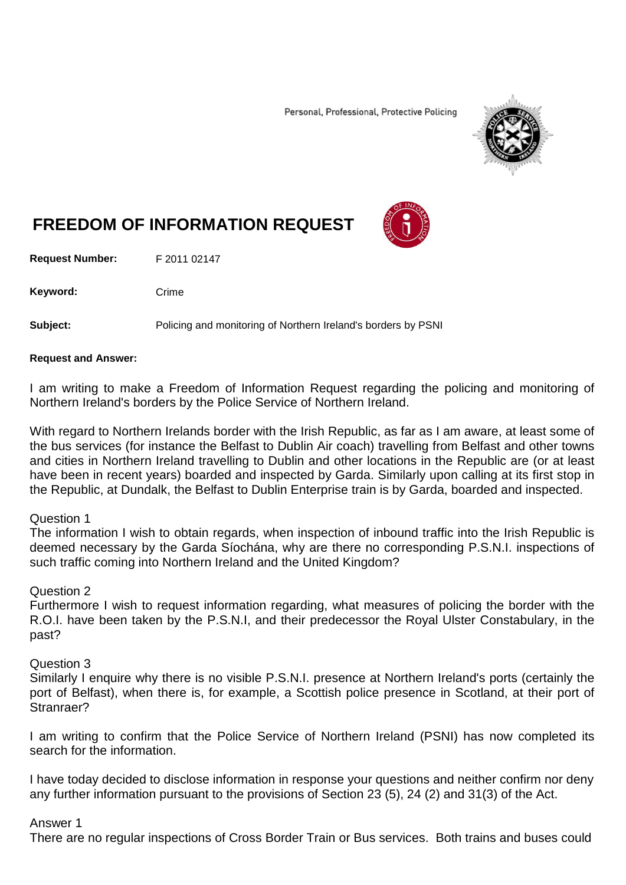Personal, Professional, Protective Policing

# FREEDOM OF INFORMATION REQUEST

**Request Number:** F 2011 02147

**Keyword:** Crime

**Subject:** Policing and monitoring of Northern Ireland's borders by PSNI

**Request and Answer:**

I am writing to make a Freedom of Information Request regarding the policing and monitoring of Northern Ireland's borders by the Police Service of Northern Ireland.

With regard to Northern Irelands border with the Irish Republic, as far as I am aware, at least some of the bus services (for instance the Belfast to Dublin Air coach) travelling from Belfast and other towns and cities in Northern Ireland travelling to Dublin and other locations in the Republic are (or at least have been in recent years) boarded and inspected by Garda. Similarly upon calling at its first stop in the Republic, at Dundalk, the Belfast to Dublin Enterprise train is by Garda, boarded and inspected.

Question 1
The information I wish to obtain regards, when inspection of inbound traffic into the Irish Republic is deemed necessary by the Garda Síochána, why are there no corresponding P.S.N.I. inspections of such traffic coming into Northern Ireland and the United Kingdom?

Question 2
Furthermore I wish to request information regarding, what measures of policing the border with the R.O.I. have been taken by the P.S.N.I, and their predecessor the Royal Ulster Constabulary, in the past?

Question 3
Similarly I enquire why there is no visible P.S.N.I. presence at Northern Ireland's ports (certainly the port of Belfast), when there is, for example, a Scottish police presence in Scotland, at their port of Stranraer?

I am writing to confirm that the Police Service of Northern Ireland (PSNI) has now completed its search for the information.

I have today decided to disclose information in response your questions and neither confirm nor deny any further information pursuant to the provisions of Section 23 (5), 24 (2) and 31(3) of the Act.

Answer 1
There are no regular inspections of Cross Border Train or Bus services. Both trains and buses could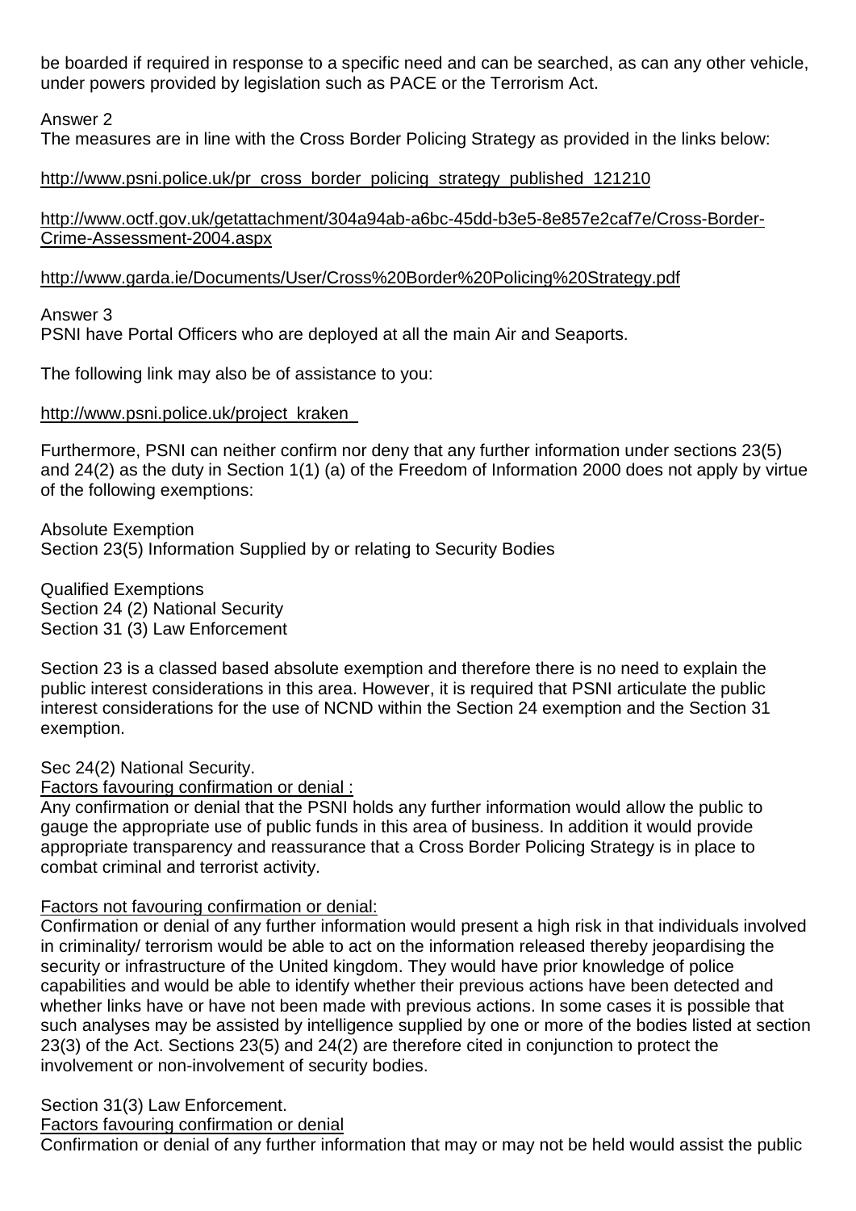be boarded if required in response to a specific need and can be searched, as can any other vehicle, under powers provided by legislation such as PACE or the Terrorism Act.

Answer 2
The measures are in line with the Cross Border Policing Strategy as provided in the links below:

http://www.psni.police.uk/pr_cross_border_policing_strategy_published_121210

http://www.octf.gov.uk/getattachment/304a94ab-a6bc-45dd-b3e5-8e857e2caf7e/Cross-Border-Crime-Assessment-2004.aspx

http://www.garda.ie/Documents/User/Cross%20Border%20Policing%20Strategy.pdf

Answer 3
PSNI have Portal Officers who are deployed at all the main Air and Seaports.

The following link may also be of assistance to you:

http://www.psni.police.uk/project_kraken_

Furthermore, PSNI can neither confirm nor deny that any further information under sections 23(5) and 24(2) as the duty in Section 1(1) (a) of the Freedom of Information 2000 does not apply by virtue of the following exemptions:

Absolute Exemption
Section 23(5) Information Supplied by or relating to Security Bodies

Qualified Exemptions
Section 24 (2) National Security
Section 31 (3) Law Enforcement

Section 23 is a classed based absolute exemption and therefore there is no need to explain the public interest considerations in this area. However, it is required that PSNI articulate the public interest considerations for the use of NCND within the Section 24 exemption and the Section 31 exemption.

Sec 24(2) National Security.
Factors favouring confirmation or denial :
Any confirmation or denial that the PSNI holds any further information would allow the public to gauge the appropriate use of public funds in this area of business. In addition it would provide appropriate transparency and reassurance that a Cross Border Policing Strategy is in place to combat criminal and terrorist activity.

Factors not favouring confirmation or denial:
Confirmation or denial of any further information would present a high risk in that individuals involved in criminality/ terrorism would be able to act on the information released thereby jeopardising the security or infrastructure of the United kingdom. They would have prior knowledge of police capabilities and would be able to identify whether their previous actions have been detected and whether links have or have not been made with previous actions. In some cases it is possible that such analyses may be assisted by intelligence supplied by one or more of the bodies listed at section 23(3) of the Act. Sections 23(5) and 24(2) are therefore cited in conjunction to protect the involvement or non-involvement of security bodies.

Section 31(3) Law Enforcement.
Factors favouring confirmation or denial
Confirmation or denial of any further information that may or may not be held would assist the public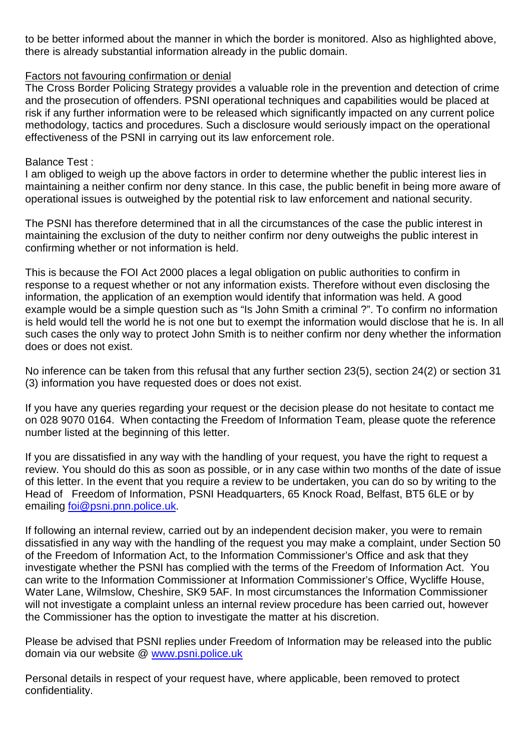to be better informed about the manner in which the border is monitored. Also as highlighted above, there is already substantial information already in the public domain.

Factors not favouring confirmation or denial

The Cross Border Policing Strategy provides a valuable role in the prevention and detection of crime and the prosecution of offenders. PSNI operational techniques and capabilities would be placed at risk if any further information were to be released which significantly impacted on any current police methodology, tactics and procedures. Such a disclosure would seriously impact on the operational effectiveness of the PSNI in carrying out its law enforcement role.

Balance Test :

I am obliged to weigh up the above factors in order to determine whether the public interest lies in maintaining a neither confirm nor deny stance. In this case, the public benefit in being more aware of operational issues is outweighed by the potential risk to law enforcement and national security.

The PSNI has therefore determined that in all the circumstances of the case the public interest in maintaining the exclusion of the duty to neither confirm nor deny outweighs the public interest in confirming whether or not information is held.

This is because the FOI Act 2000 places a legal obligation on public authorities to confirm in response to a request whether or not any information exists. Therefore without even disclosing the information, the application of an exemption would identify that information was held. A good example would be a simple question such as "Is John Smith a criminal ?". To confirm no information is held would tell the world he is not one but to exempt the information would disclose that he is. In all such cases the only way to protect John Smith is to neither confirm nor deny whether the information does or does not exist.

No inference can be taken from this refusal that any further section 23(5), section 24(2) or section 31 (3) information you have requested does or does not exist.

If you have any queries regarding your request or the decision please do not hesitate to contact me on 028 9070 0164. When contacting the Freedom of Information Team, please quote the reference number listed at the beginning of this letter.

If you are dissatisfied in any way with the handling of your request, you have the right to request a review. You should do this as soon as possible, or in any case within two months of the date of issue of this letter. In the event that you require a review to be undertaken, you can do so by writing to the Head of Freedom of Information, PSNI Headquarters, 65 Knock Road, Belfast, BT5 6LE or by emailing [foi@psni.pnn.police.uk](mailto:foi@psni.pnn.police.uk).

If following an internal review, carried out by an independent decision maker, you were to remain dissatisfied in any way with the handling of the request you may make a complaint, under Section 50 of the Freedom of Information Act, to the Information Commissioner's Office and ask that they investigate whether the PSNI has complied with the terms of the Freedom of Information Act. You can write to the Information Commissioner at Information Commissioner's Office, Wycliffe House, Water Lane, Wilmslow, Cheshire, SK9 5AF. In most circumstances the Information Commissioner will not investigate a complaint unless an internal review procedure has been carried out, however the Commissioner has the option to investigate the matter at his discretion.

Please be advised that PSNI replies under Freedom of Information may be released into the public domain via our website @ [www.psni.police.uk](http://www.psni.police.uk)

Personal details in respect of your request have, where applicable, been removed to protect confidentiality.